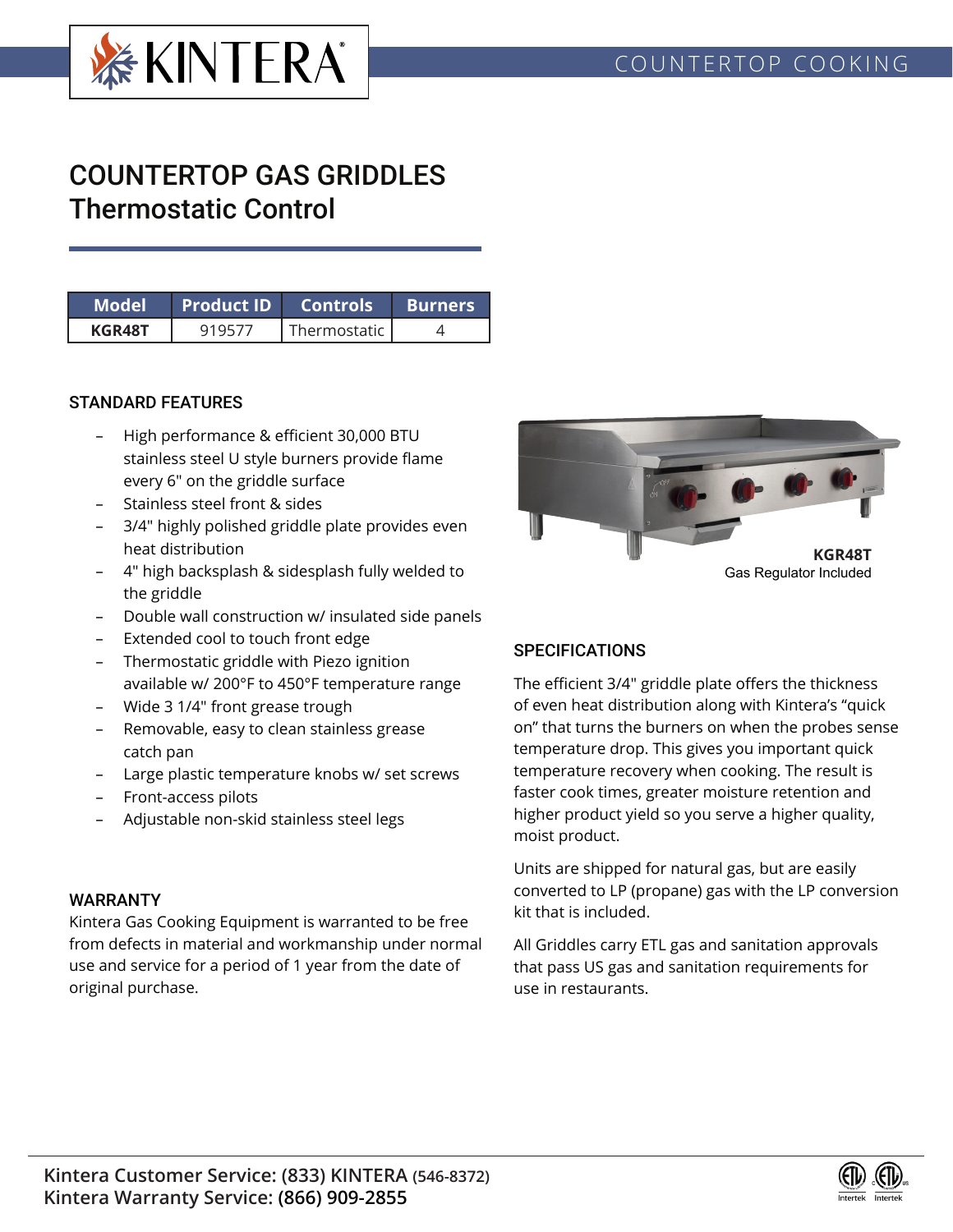# COUNTERTOP GAS GRIDDLES
## Thermostatic Control

| Model | Product ID | Controls | Burners |
|---|---|---|---|
| **KGR48T** | 919577 | Thermostatic | 4 |

### STANDARD FEATURES

- High performance & efficient 30,000 BTU stainless steel U style burners provide flame every 6" on the griddle surface
- Stainless steel front & sides
- 3/4" highly polished griddle plate provides even heat distribution
- 4" high backsplash & sidesplash fully welded to the griddle
- Double wall construction w/ insulated side panels
- Extended cool to touch front edge
- Thermostatic griddle with Piezo ignition available w/ 200°F to 450°F temperature range
- Wide 3 1/4" front grease trough
- Removable, easy to clean stainless grease catch pan
- Large plastic temperature knobs w/ set screws
- Front-access pilots
- Adjustable non-skid stainless steel legs

### WARRANTY

Kintera Gas Cooking Equipment is warranted to be free from defects in material and workmanship under normal use and service for a period of 1 year from the date of original purchase.

**KGR48T**
Gas Regulator Included

### SPECIFICATIONS

The efficient 3/4" griddle plate offers the thickness of even heat distribution along with Kintera's "quick on" that turns the burners on when the probes sense temperature drop. This gives you important quick temperature recovery when cooking. The result is faster cook times, greater moisture retention and higher product yield so you serve a higher quality, moist product.

Units are shipped for natural gas, but are easily converted to LP (propane) gas with the LP conversion kit that is included.

All Griddles carry ETL gas and sanitation approvals that pass US gas and sanitation requirements for use in restaurants.

**Kintera Customer Service: (833) KINTERA (546-8372)**
**Kintera Warranty Service: (866) 909-2855**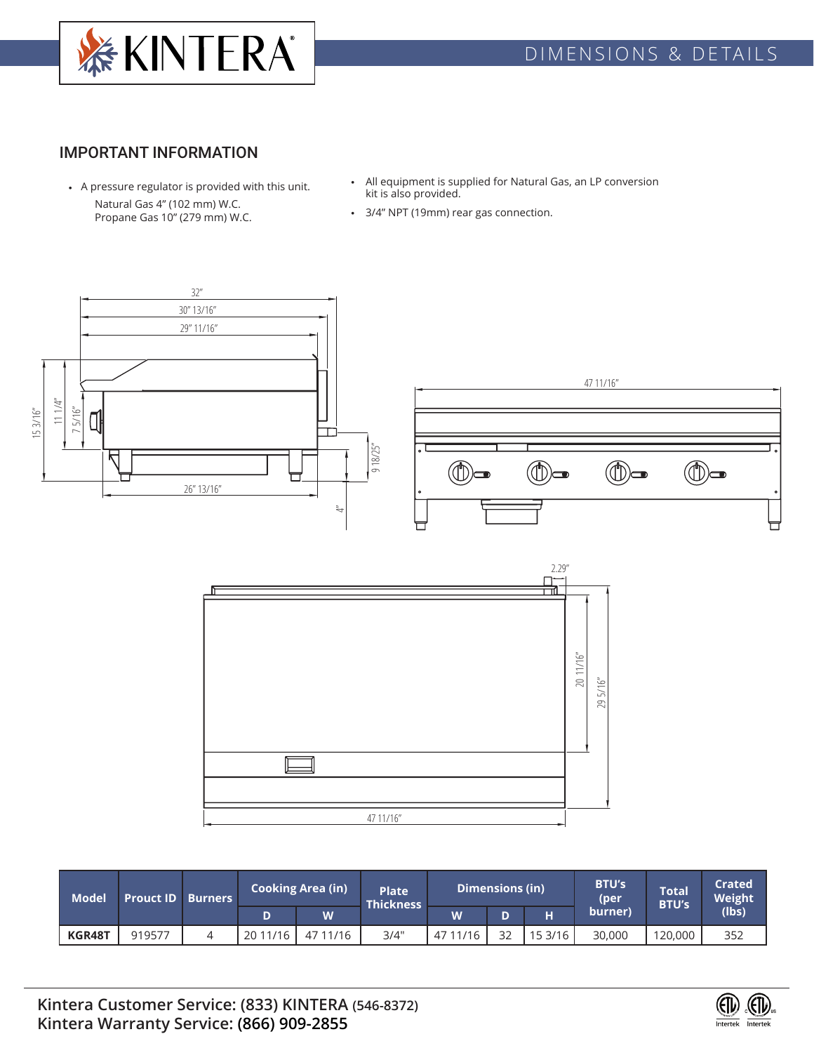# DIMENSIONS & DETAILS

## IMPORTANT INFORMATION

- A pressure regulator is provided with this unit.
  Natural Gas 4" (102 mm) W.C.
  Propane Gas 10" (279 mm) W.C.
- All equipment is supplied for Natural Gas, an LP conversion kit is also provided.
- 3/4" NPT (19mm) rear gas connection.

32"
30" 13/16"
29" 11/16"
15 3/16"
11 1/4"
7 5/16"
9 18/25"
26" 13/16"
4"
47 11/16"
2.29"
20 11/16"
29 5/16"
47 11/16"

| Model | Prouct ID | Burners | Cooking Area (in) | | Plate Thickness | Dimensions (in) | | | BTU's (per burner) | Total BTU's | Crated Weight (lbs) |
|---|---|---|---|---|---|---|---|---|---|---|---|
| | | | D | W | | W | D | H | | | |
| **KGR48T** | 919577 | 4 | 20 11/16 | 47 11/16 | 3/4" | 47 11/16 | 32 | 15 3/16 | 30,000 | 120,000 | 352 |

**Kintera Customer Service: (833) KINTERA (546-8372)**
**Kintera Warranty Service: (866) 909-2855**